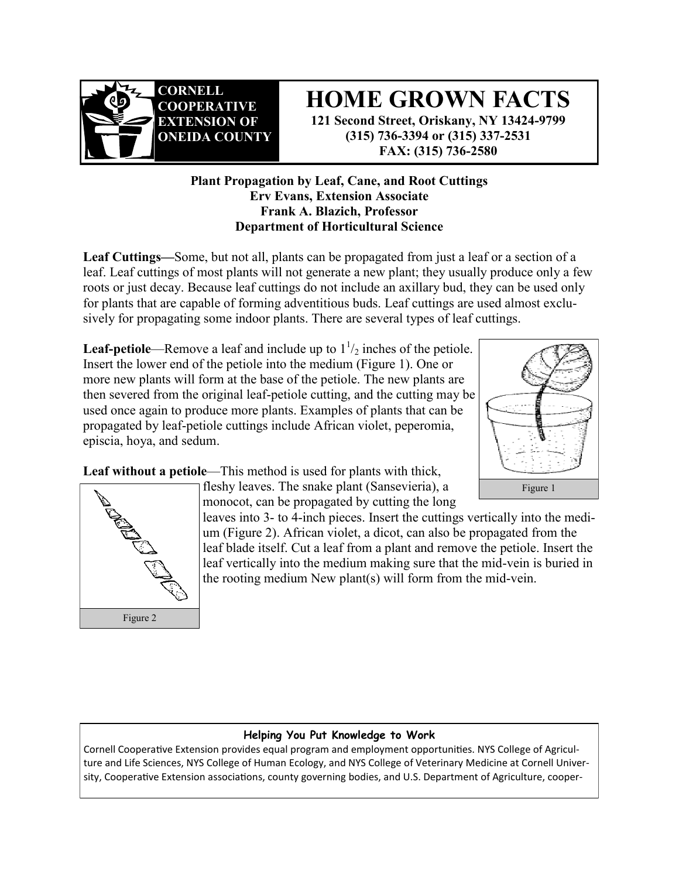**CORNELL COOPERATIVE EXTENSION OF ONEIDA COUNTY**

# HOME GROWN FACTS

**121 Second Street, Oriskany, NY 13424-9799**
**(315) 736-3394 or (315) 337-2531**
**FAX: (315) 736-2580**

**Plant Propagation by Leaf, Cane, and Root Cuttings**
**Erv Evans, Extension Associate**
**Frank A. Blazich, Professor**
**Department of Horticultural Science**

**Leaf Cuttings—**Some, but not all, plants can be propagated from just a leaf or a section of a leaf. Leaf cuttings of most plants will not generate a new plant; they usually produce only a few roots or just decay. Because leaf cuttings do not include an axillary bud, they can be used only for plants that are capable of forming adventitious buds. Leaf cuttings are used almost exclusively for propagating some indoor plants. There are several types of leaf cuttings.

**Leaf-petiole**—Remove a leaf and include up to $1^1/_2$ inches of the petiole. Insert the lower end of the petiole into the medium (Figure 1). One or more new plants will form at the base of the petiole. The new plants are then severed from the original leaf-petiole cutting, and the cutting may be used once again to produce more plants. Examples of plants that can be propagated by leaf-petiole cuttings include African violet, peperomia, episcia, hoya, and sedum.

Figure 1

**Leaf without a petiole**—This method is used for plants with thick, fleshy leaves. The snake plant (Sansevieria), a monocot, can be propagated by cutting the long leaves into 3- to 4-inch pieces. Insert the cuttings vertically into the medium (Figure 2). African violet, a dicot, can also be propagated from the leaf blade itself. Cut a leaf from a plant and remove the petiole. Insert the leaf vertically into the medium making sure that the mid-vein is buried in the rooting medium New plant(s) will form from the mid-vein.

Figure 2

**Helping You Put Knowledge to Work**
Cornell Cooperative Extension provides equal program and employment opportunities. NYS College of Agriculture and Life Sciences, NYS College of Human Ecology, and NYS College of Veterinary Medicine at Cornell University, Cooperative Extension associations, county governing bodies, and U.S. Department of Agriculture, cooper-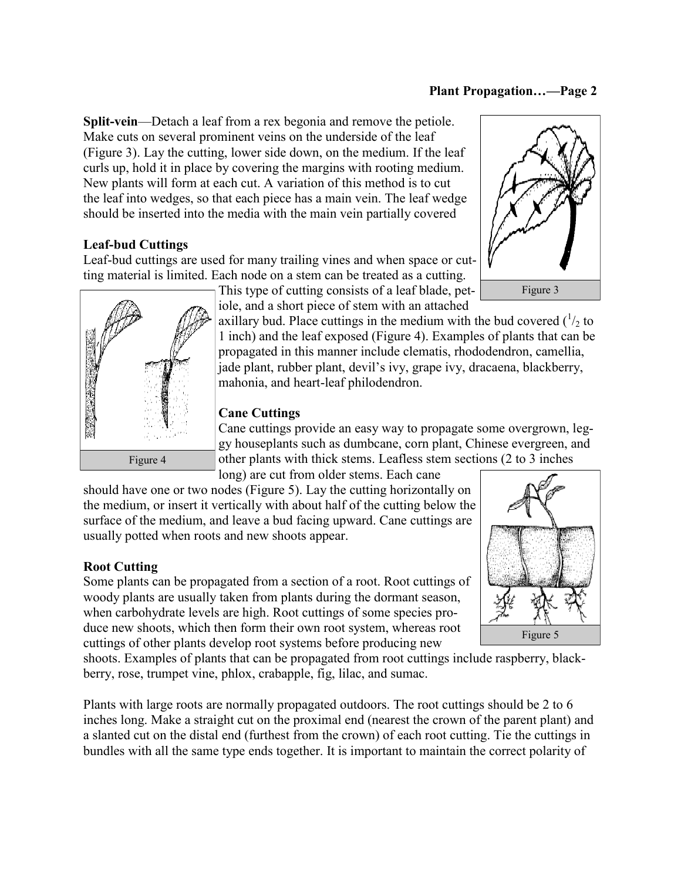**Split-vein**—Detach a leaf from a rex begonia and remove the petiole. Make cuts on several prominent veins on the underside of the leaf (Figure 3). Lay the cutting, lower side down, on the medium. If the leaf curls up, hold it in place by covering the margins with rooting medium. New plants will form at each cut. A variation of this method is to cut the leaf into wedges, so that each piece has a main vein. The leaf wedge should be inserted into the media with the main vein partially covered

Figure 3

### Leaf-bud Cuttings

Leaf-bud cuttings are used for many trailing vines and when space or cutting material is limited. Each node on a stem can be treated as a cutting. This type of cutting consists of a leaf blade, petiole, and a short piece of stem with an attached axillary bud. Place cuttings in the medium with the bud covered ($^1/_2$ to 1 inch) and the leaf exposed (Figure 4). Examples of plants that can be propagated in this manner include clematis, rhododendron, camellia, jade plant, rubber plant, devil's ivy, grape ivy, dracaena, blackberry, mahonia, and heart-leaf philodendron.

Figure 4

### Cane Cuttings

Cane cuttings provide an easy way to propagate some overgrown, leggy houseplants such as dumbcane, corn plant, Chinese evergreen, and other plants with thick stems. Leafless stem sections (2 to 3 inches long) are cut from older stems. Each cane should have one or two nodes (Figure 5). Lay the cutting horizontally on the medium, or insert it vertically with about half of the cutting below the surface of the medium, and leave a bud facing upward. Cane cuttings are usually potted when roots and new shoots appear.

Figure 5

### Root Cutting

Some plants can be propagated from a section of a root. Root cuttings of woody plants are usually taken from plants during the dormant season, when carbohydrate levels are high. Root cuttings of some species produce new shoots, which then form their own root system, whereas root cuttings of other plants develop root systems before producing new shoots. Examples of plants that can be propagated from root cuttings include raspberry, blackberry, rose, trumpet vine, phlox, crabapple, fig, lilac, and sumac.

Plants with large roots are normally propagated outdoors. The root cuttings should be 2 to 6 inches long. Make a straight cut on the proximal end (nearest the crown of the parent plant) and a slanted cut on the distal end (furthest from the crown) of each root cutting. Tie the cuttings in bundles with all the same type ends together. It is important to maintain the correct polarity of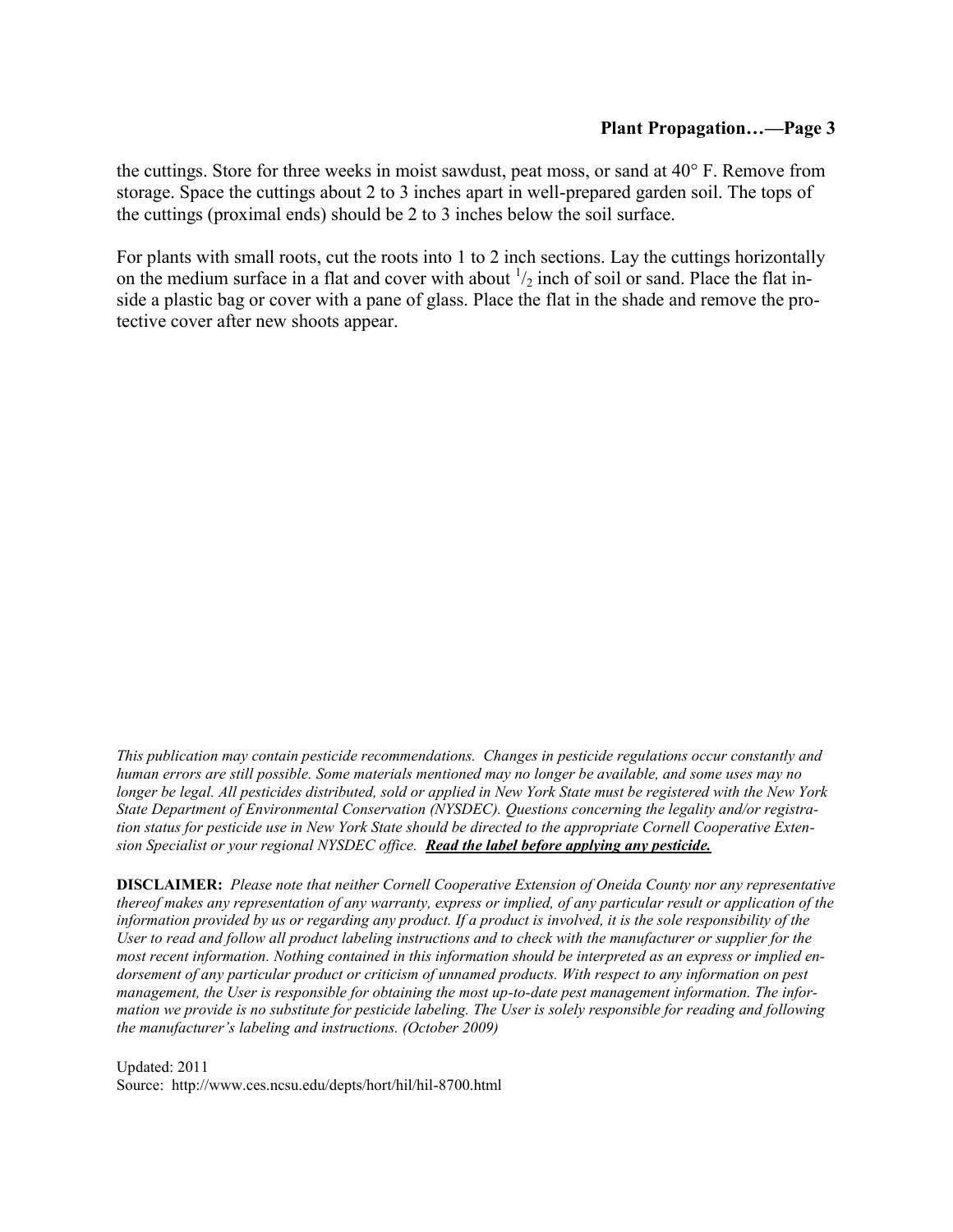the cuttings. Store for three weeks in moist sawdust, peat moss, or sand at 40° F. Remove from storage. Space the cuttings about 2 to 3 inches apart in well-prepared garden soil. The tops of the cuttings (proximal ends) should be 2 to 3 inches below the soil surface.

For plants with small roots, cut the roots into 1 to 2 inch sections. Lay the cuttings horizontally on the medium surface in a flat and cover with about $^1/_2$ inch of soil or sand. Place the flat inside a plastic bag or cover with a pane of glass. Place the flat in the shade and remove the protective cover after new shoots appear.

*This publication may contain pesticide recommendations. Changes in pesticide regulations occur constantly and human errors are still possible. Some materials mentioned may no longer be available, and some uses may no longer be legal. All pesticides distributed, sold or applied in New York State must be registered with the New York State Department of Environmental Conservation (NYSDEC). Questions concerning the legality and/or registration status for pesticide use in New York State should be directed to the appropriate Cornell Cooperative Extension Specialist or your regional NYSDEC office.* ***<u>Read the label before applying any pesticide.</u>***

**DISCLAIMER:** *Please note that neither Cornell Cooperative Extension of Oneida County nor any representative thereof makes any representation of any warranty, express or implied, of any particular result or application of the information provided by us or regarding any product. If a product is involved, it is the sole responsibility of the User to read and follow all product labeling instructions and to check with the manufacturer or supplier for the most recent information. Nothing contained in this information should be interpreted as an express or implied endorsement of any particular product or criticism of unnamed products. With respect to any information on pest management, the User is responsible for obtaining the most up-to-date pest management information. The information we provide is no substitute for pesticide labeling. The User is solely responsible for reading and following the manufacturer's labeling and instructions. (October 2009)*

Updated: 2011
Source: http://www.ces.ncsu.edu/depts/hort/hil/hil-8700.html